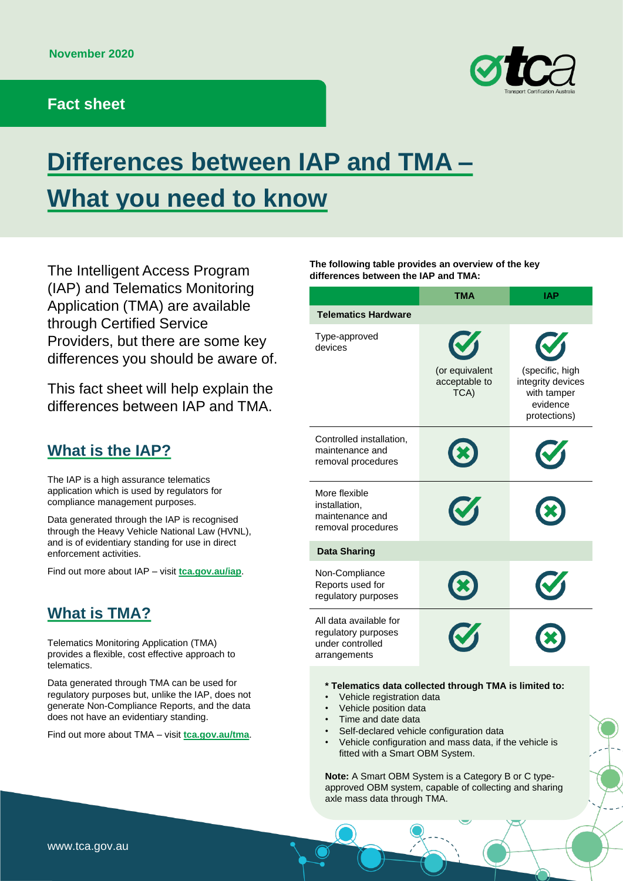November 2020

Fact sheet

# Differences between IAP and TMA – What you need to know

The Intelligent Access Program (IAP) and Telematics Monitoring Application (TMA) are available through Certified Service Providers, but there are some key differences you should be aware of.

This fact sheet will help explain the differences between IAP and TMA.

## What is the IAP?

The IAP is a high assurance telematics application which is used by regulators for compliance management purposes.

Data generated through the IAP is recognised through the Heavy Vehicle National Law (HVNL), and is of evidentiary standing for use in direct enforcement activities.

Find out more about IAP – visit **tca.gov.au/iap**.

## What is TMA?

Telematics Monitoring Application (TMA) provides a flexible, cost effective approach to telematics.

Data generated through TMA can be used for regulatory purposes but, unlike the IAP, does not generate Non-Compliance Reports, and the data does not have an evidentiary standing.

Find out more about TMA – visit **tca.gov.au/tma**.

**The following table provides an overview of the key differences between the IAP and TMA:**

| | TMA | IAP |
|---|---|---|
| **Telematics Hardware** | | |
| Type-approved devices | ✔ (or equivalent acceptable to TCA) | ✔ (specific, high integrity devices with tamper evidence protections) |
| Controlled installation, maintenance and removal procedures | ✖ | ✔ |
| More flexible installation, maintenance and removal procedures | ✔ | ✖ |
| **Data Sharing** | | |
| Non-Compliance Reports used for regulatory purposes | ✖ | ✔ |
| All data available for regulatory purposes under controlled arrangements | ✔ | ✖ |

**\* Telematics data collected through TMA is limited to:**

- Vehicle registration data
- Vehicle position data
- Time and date data
- Self-declared vehicle configuration data
- Vehicle configuration and mass data, if the vehicle is fitted with a Smart OBM System.

**Note:** A Smart OBM System is a Category B or C type-approved OBM system, capable of collecting and sharing axle mass data through TMA.

www.tca.gov.au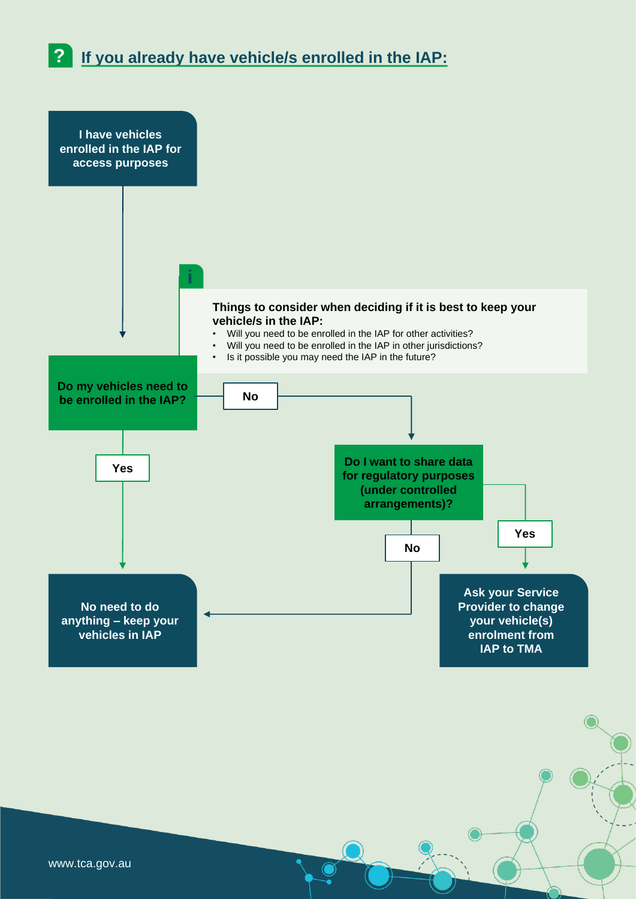## ? If you already have vehicle/s enrolled in the IAP:

I have vehicles enrolled in the IAP for access purposes

**Things to consider when deciding if it is best to keep your vehicle/s in the IAP:**

- Will you need to be enrolled in the IAP for other activities?
- Will you need to be enrolled in the IAP in other jurisdictions?
- Is it possible you may need the IAP in the future?

**Do my vehicles need to be enrolled in the IAP?**

- **Yes** → No need to do anything – keep your vehicles in IAP
- **No** → **Do I want to share data for regulatory purposes (under controlled arrangements)?**
  - **Yes** → Ask your Service Provider to change your vehicle(s) enrolment from IAP to TMA
  - **No** → No need to do anything – keep your vehicles in IAP

www.tca.gov.au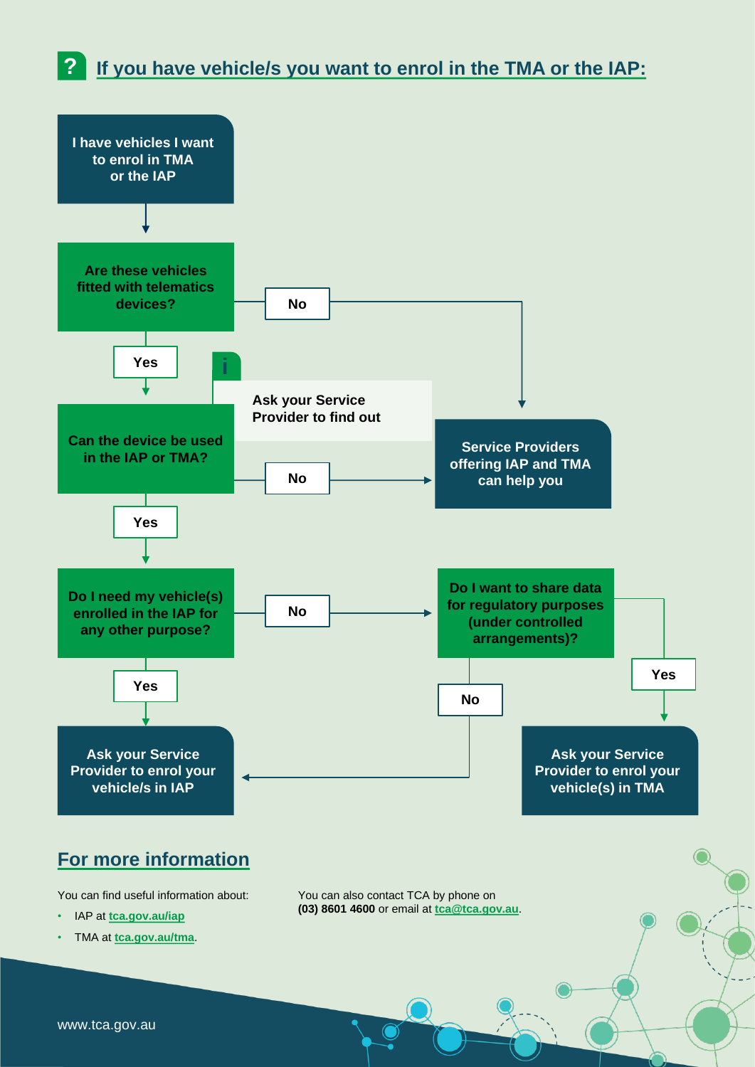## If you have vehicle/s you want to enrol in the TMA or the IAP:

I have vehicles I want to enrol in TMA or the IAP

Are these vehicles fitted with telematics devices?

Yes

No

Can the device be used in the IAP or TMA?

Ask your Service Provider to find out

No

Service Providers offering IAP and TMA can help you

Yes

Do I need my vehicle(s) enrolled in the IAP for any other purpose?

No

Do I want to share data for regulatory purposes (under controlled arrangements)?

Yes

Yes

No

Ask your Service Provider to enrol your vehicle/s in IAP

Ask your Service Provider to enrol your vehicle(s) in TMA

## For more information

You can find useful information about:

- IAP at tca.gov.au/iap
- TMA at tca.gov.au/tma.

You can also contact TCA by phone on **(03) 8601 4600** or email at tca@tca.gov.au.

www.tca.gov.au